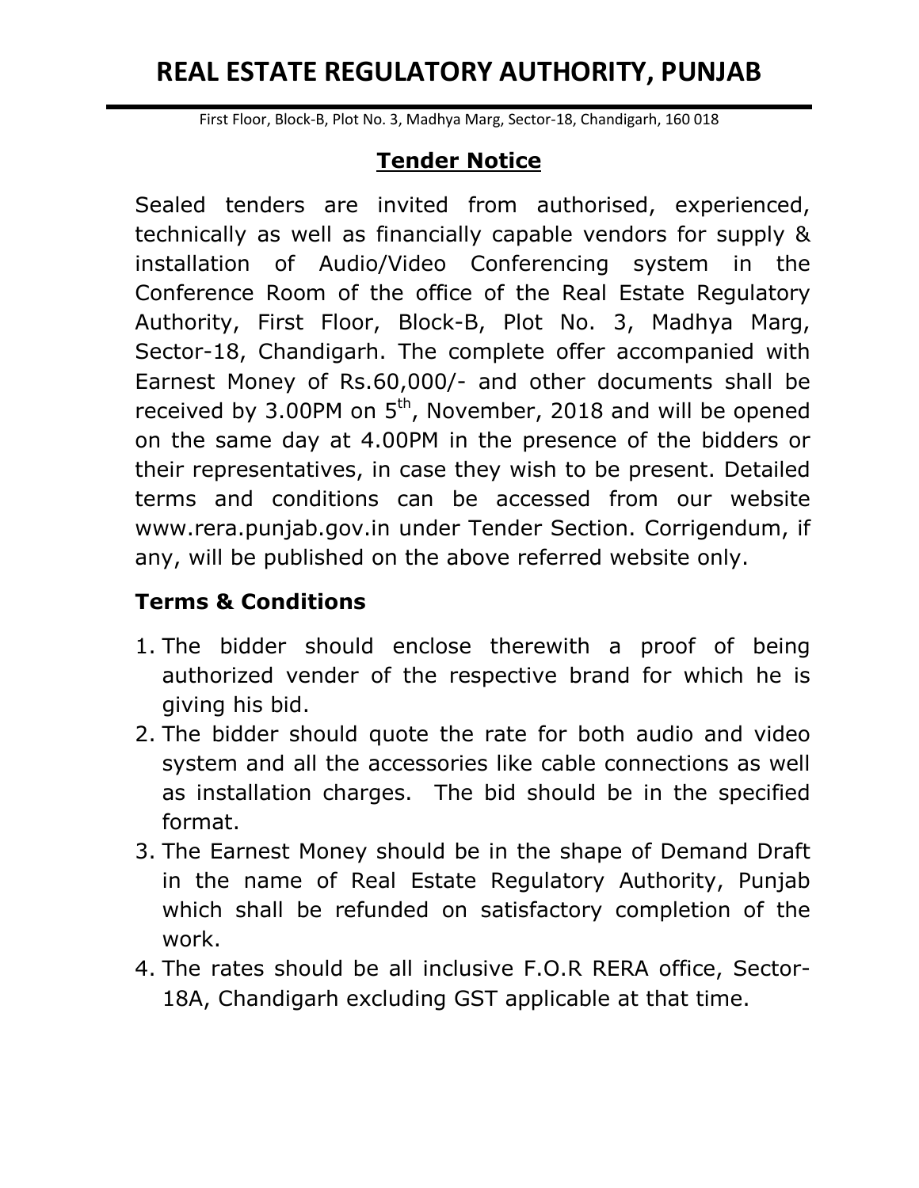# REAL ESTATE REGULATORY AUTHORITY, PUNJAB

First Floor, Block-B, Plot No. 3, Madhya Marg, Sector-18, Chandigarh, 160 018

## Tender Notice

Sealed tenders are invited from authorised, experienced, technically as well as financially capable vendors for supply & installation of Audio/Video Conferencing system in the Conference Room of the office of the Real Estate Regulatory Authority, First Floor, Block-B, Plot No. 3, Madhya Marg, Sector-18, Chandigarh. The complete offer accompanied with Earnest Money of Rs.60,000/- and other documents shall be received by 3.00PM on 5th, November, 2018 and will be opened on the same day at 4.00PM in the presence of the bidders or their representatives, in case they wish to be present. Detailed terms and conditions can be accessed from our website www.rera.punjab.gov.in under Tender Section. Corrigendum, if any, will be published on the above referred website only.

### Terms & Conditions

1. The bidder should enclose therewith a proof of being authorized vender of the respective brand for which he is giving his bid.
2. The bidder should quote the rate for both audio and video system and all the accessories like cable connections as well as installation charges. The bid should be in the specified format.
3. The Earnest Money should be in the shape of Demand Draft in the name of Real Estate Regulatory Authority, Punjab which shall be refunded on satisfactory completion of the work.
4. The rates should be all inclusive F.O.R RERA office, Sector-18A, Chandigarh excluding GST applicable at that time.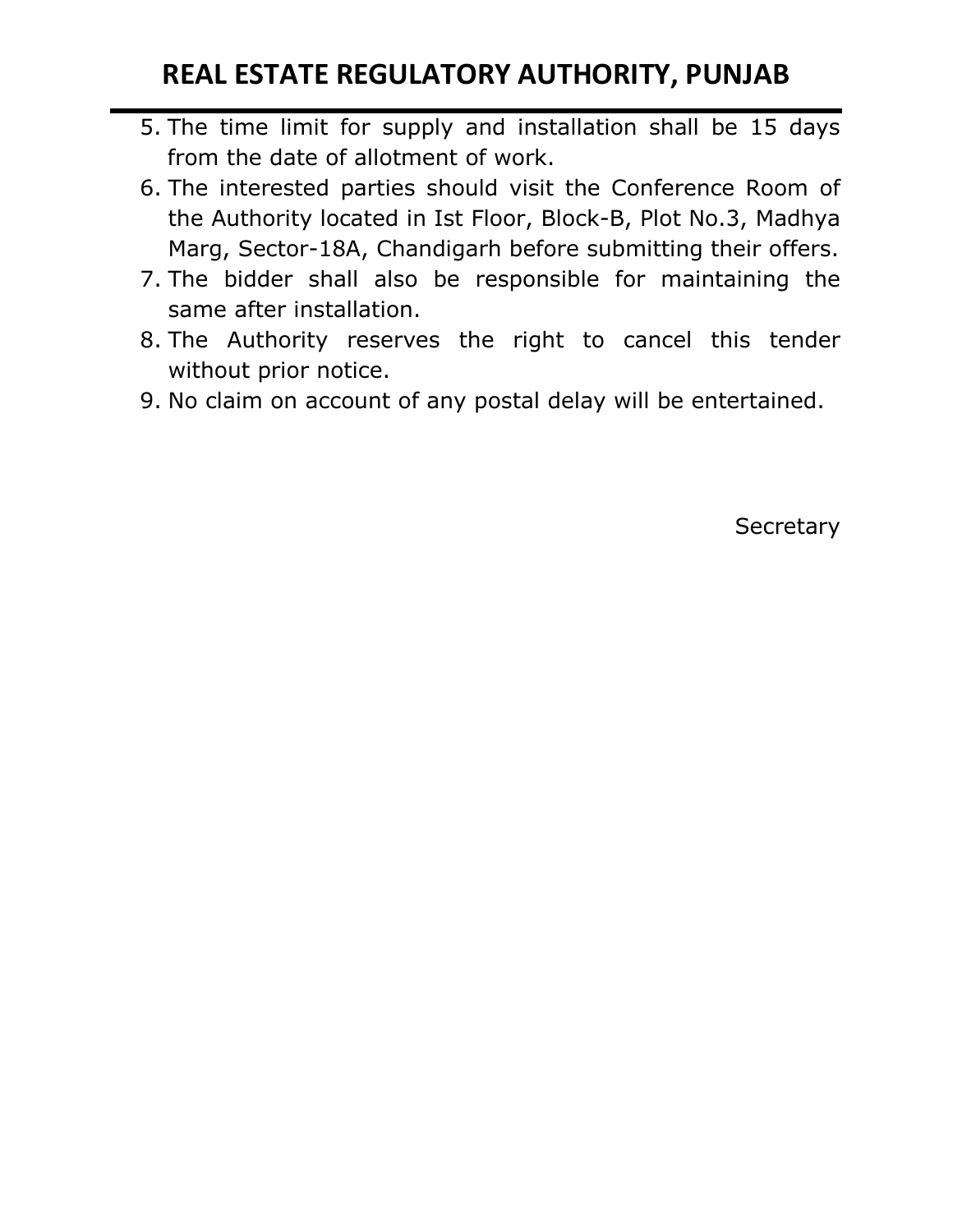5. The time limit for supply and installation shall be 15 days from the date of allotment of work.
6. The interested parties should visit the Conference Room of the Authority located in Ist Floor, Block-B, Plot No.3, Madhya Marg, Sector-18A, Chandigarh before submitting their offers.
7. The bidder shall also be responsible for maintaining the same after installation.
8. The Authority reserves the right to cancel this tender without prior notice.
9. No claim on account of any postal delay will be entertained.

Secretary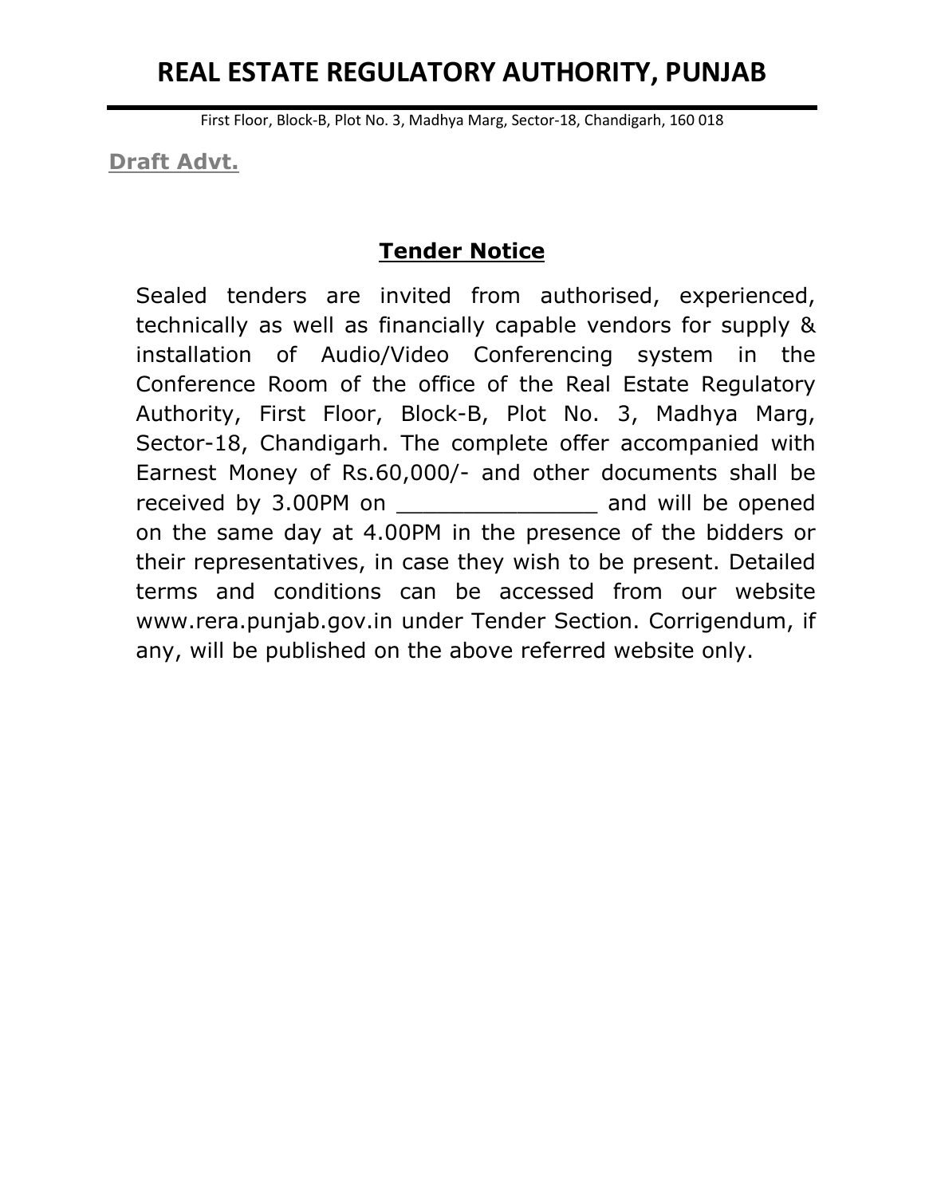# REAL ESTATE REGULATORY AUTHORITY, PUNJAB

First Floor, Block-B, Plot No. 3, Madhya Marg, Sector-18, Chandigarh, 160 018

**Draft Advt.**

## Tender Notice

Sealed tenders are invited from authorised, experienced, technically as well as financially capable vendors for supply & installation of Audio/Video Conferencing system in the Conference Room of the office of the Real Estate Regulatory Authority, First Floor, Block-B, Plot No. 3, Madhya Marg, Sector-18, Chandigarh. The complete offer accompanied with Earnest Money of Rs.60,000/- and other documents shall be received by 3.00PM on _______________ and will be opened on the same day at 4.00PM in the presence of the bidders or their representatives, in case they wish to be present. Detailed terms and conditions can be accessed from our website www.rera.punjab.gov.in under Tender Section. Corrigendum, if any, will be published on the above referred website only.